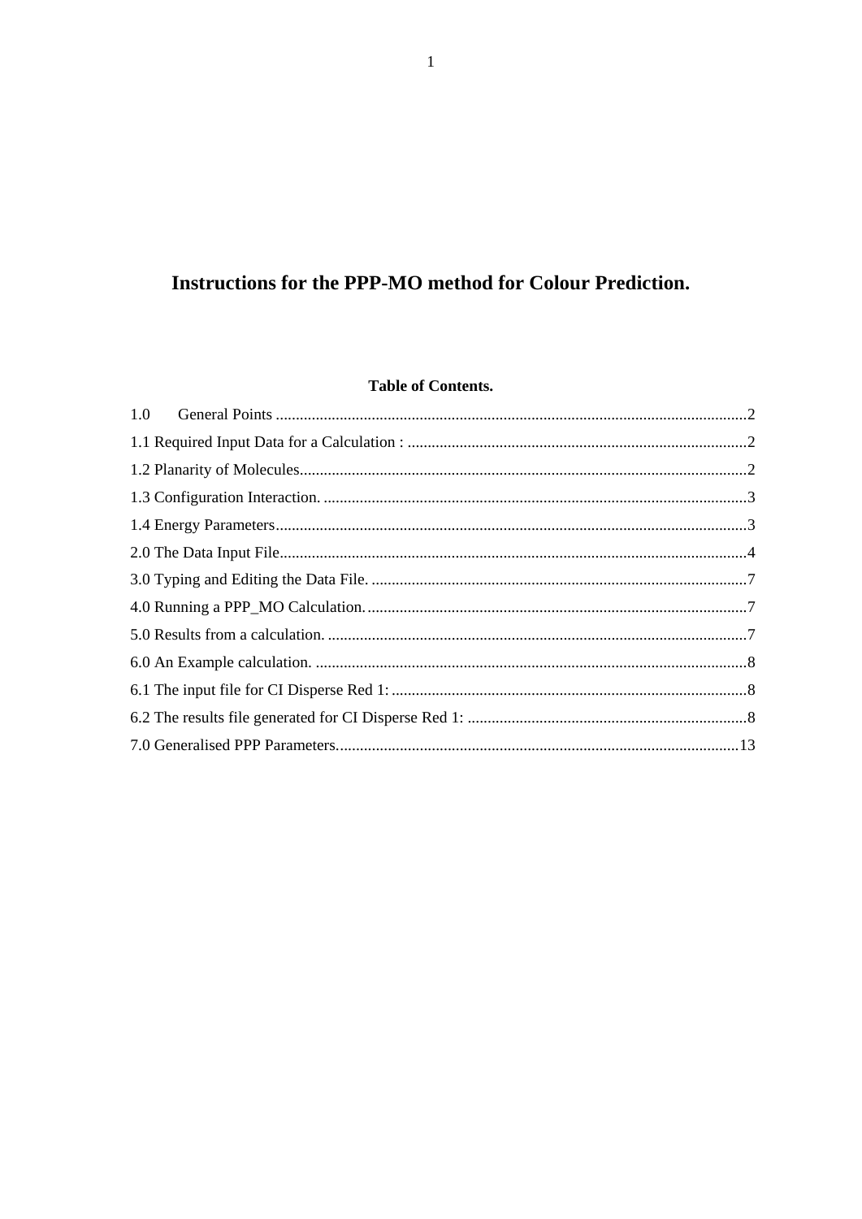# Instructions for the PPP-MO method for Colour Prediction.

**Table of Contents.**

1.0 General Points ....................................................................................................................2

1.1 Required Input Data for a Calculation : ....................................................................................2

1.2 Planarity of Molecules...............................................................................................................2

1.3 Configuration Interaction. .........................................................................................................3

1.4 Energy Parameters.....................................................................................................................3

2.0 The Data Input File....................................................................................................................4

3.0 Typing and Editing the Data File. .............................................................................................7

4.0 Running a PPP_MO Calculation...............................................................................................7

5.0 Results from a calculation. ........................................................................................................7

6.0 An Example calculation. ...........................................................................................................8

6.1 The input file for CI Disperse Red 1: ........................................................................................8

6.2 The results file generated for CI Disperse Red 1: .....................................................................8

7.0 Generalised PPP Parameters....................................................................................................13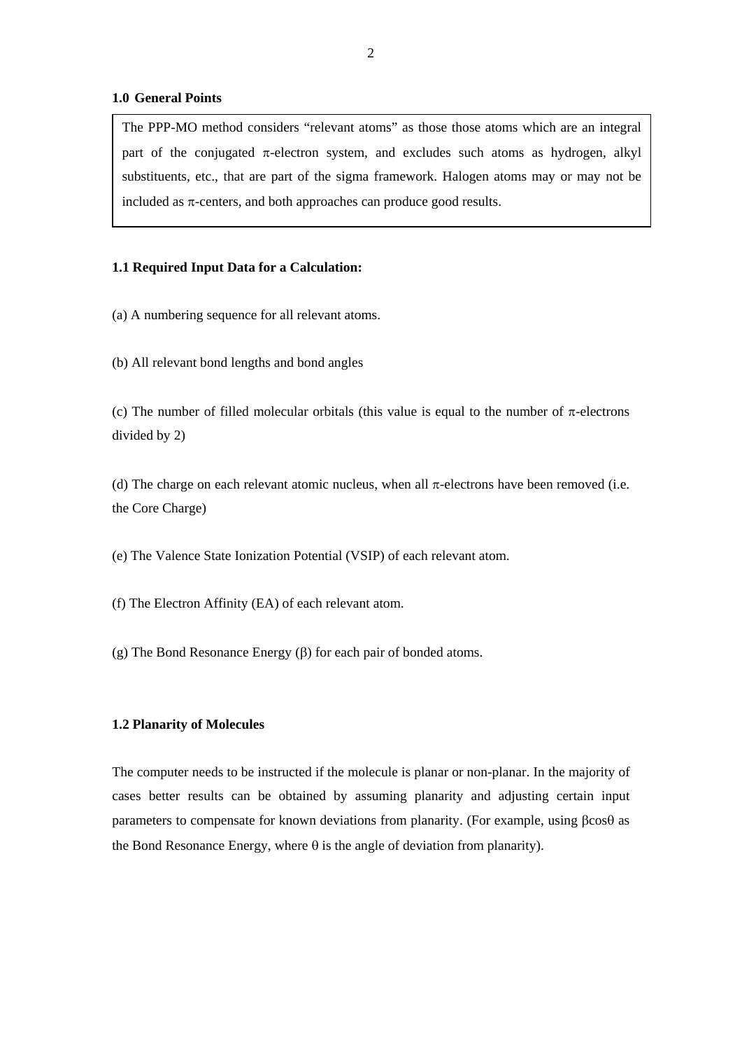## 1.0 General Points

The PPP-MO method considers "relevant atoms" as those those atoms which are an integral part of the conjugated $\pi$-electron system, and excludes such atoms as hydrogen, alkyl substituents, etc., that are part of the sigma framework. Halogen atoms may or may not be included as $\pi$-centers, and both approaches can produce good results.

### 1.1 Required Input Data for a Calculation:

(a) A numbering sequence for all relevant atoms.

(b) All relevant bond lengths and bond angles

(c) The number of filled molecular orbitals (this value is equal to the number of $\pi$-electrons divided by 2)

(d) The charge on each relevant atomic nucleus, when all $\pi$-electrons have been removed (i.e. the Core Charge)

(e) The Valence State Ionization Potential (VSIP) of each relevant atom.

(f) The Electron Affinity (EA) of each relevant atom.

(g) The Bond Resonance Energy ($\beta$) for each pair of bonded atoms.

### 1.2 Planarity of Molecules

The computer needs to be instructed if the molecule is planar or non-planar. In the majority of cases better results can be obtained by assuming planarity and adjusting certain input parameters to compensate for known deviations from planarity. (For example, using $\beta\cos\theta$ as the Bond Resonance Energy, where $\theta$ is the angle of deviation from planarity).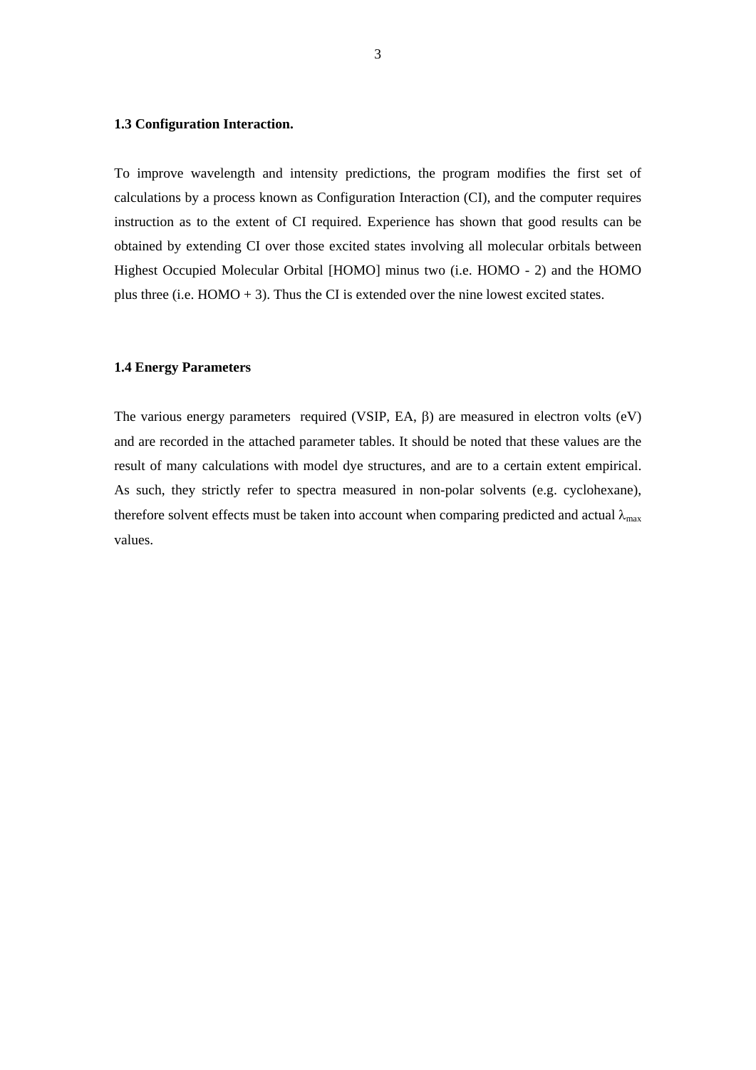### 1.3 Configuration Interaction.

To improve wavelength and intensity predictions, the program modifies the first set of calculations by a process known as Configuration Interaction (CI), and the computer requires instruction as to the extent of CI required. Experience has shown that good results can be obtained by extending CI over those excited states involving all molecular orbitals between Highest Occupied Molecular Orbital [HOMO] minus two (i.e. HOMO - 2) and the HOMO plus three (i.e. HOMO + 3). Thus the CI is extended over the nine lowest excited states.

### 1.4 Energy Parameters

The various energy parameters required (VSIP, EA, $\beta$) are measured in electron volts (eV) and are recorded in the attached parameter tables. It should be noted that these values are the result of many calculations with model dye structures, and are to a certain extent empirical. As such, they strictly refer to spectra measured in non-polar solvents (e.g. cyclohexane), therefore solvent effects must be taken into account when comparing predicted and actual $\lambda_{max}$ values.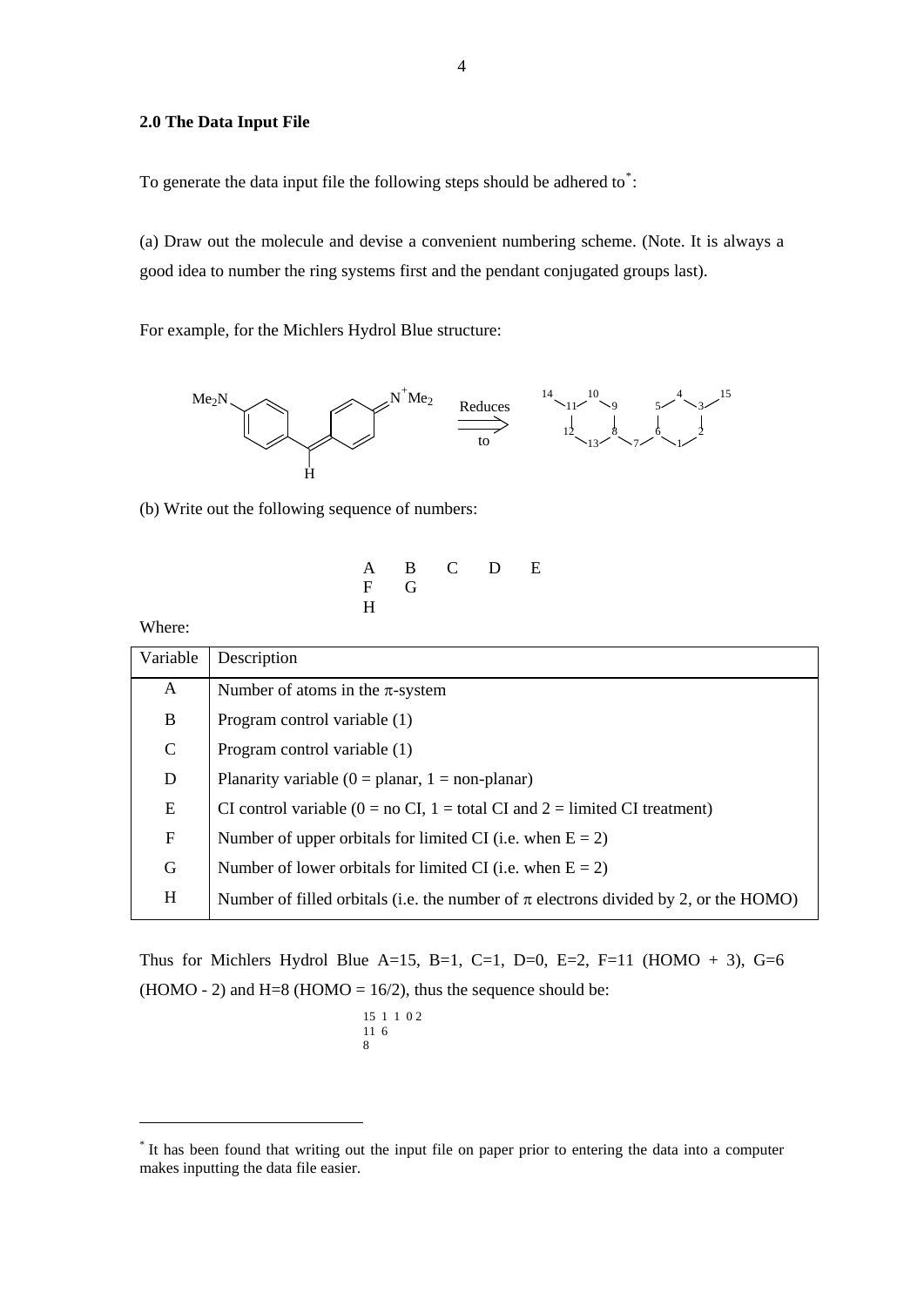### 2.0 The Data Input File

To generate the data input file the following steps should be adhered to*:

(a) Draw out the molecule and devise a convenient numbering scheme. (Note. It is always a good idea to number the ring systems first and the pendant conjugated groups last).

For example, for the Michlers Hydrol Blue structure:

(b) Write out the following sequence of numbers:

```
A   B   C   D   E
F   G
H
```

Where:

| Variable | Description |
|---|---|
| A | Number of atoms in the π-system |
| B | Program control variable (1) |
| C | Program control variable (1) |
| D | Planarity variable (0 = planar, 1 = non-planar) |
| E | CI control variable (0 = no CI, 1 = total CI and 2 = limited CI treatment) |
| F | Number of upper orbitals for limited CI (i.e. when E = 2) |
| G | Number of lower orbitals for limited CI (i.e. when E = 2) |
| H | Number of filled orbitals (i.e. the number of π electrons divided by 2, or the HOMO) |

Thus for Michlers Hydrol Blue A=15, B=1, C=1, D=0, E=2, F=11 (HOMO + 3), G=6 (HOMO - 2) and H=8 (HOMO = 16/2), thus the sequence should be:

```
15  1  1  0 2
11  6
8
```

---

* It has been found that writing out the input file on paper prior to entering the data into a computer makes inputting the data file easier.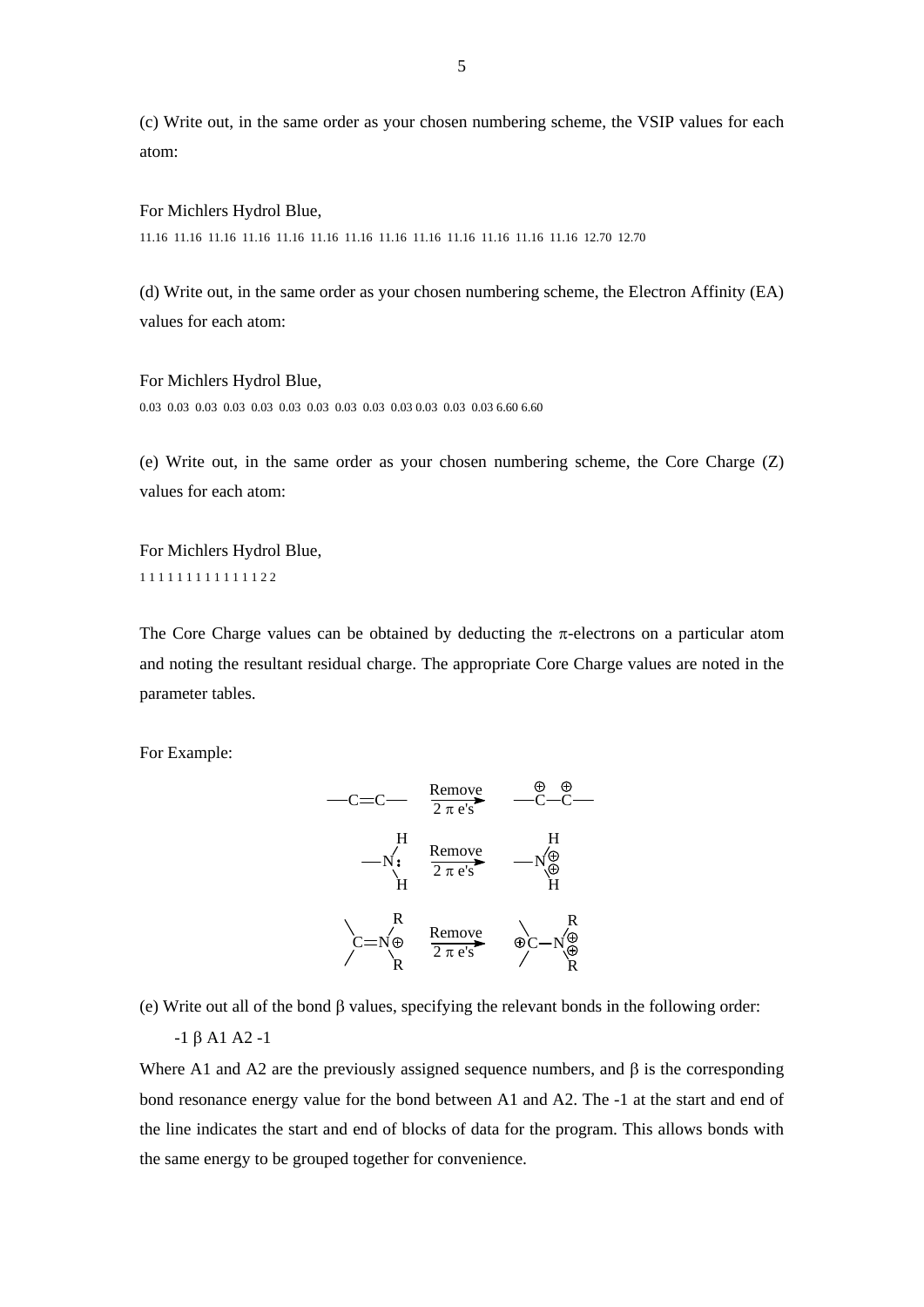(c) Write out, in the same order as your chosen numbering scheme, the VSIP values for each atom:

For Michlers Hydrol Blue,

11.16 11.16 11.16 11.16 11.16 11.16 11.16 11.16 11.16 11.16 11.16 11.16 11.16 12.70 12.70

(d) Write out, in the same order as your chosen numbering scheme, the Electron Affinity (EA) values for each atom:

For Michlers Hydrol Blue,

0.03 0.03 0.03 0.03 0.03 0.03 0.03 0.03 0.03 0.03 0.03 0.03 0.03 6.60 6.60

(e) Write out, in the same order as your chosen numbering scheme, the Core Charge (Z) values for each atom:

For Michlers Hydrol Blue,

1 1 1 1 1 1 1 1 1 1 1 1 1 2 2

The Core Charge values can be obtained by deducting the π-electrons on a particular atom and noting the resultant residual charge. The appropriate Core Charge values are noted in the parameter tables.

For Example:

—C=C— $\xrightarrow[\text{2 } \pi \text{ e's}]{\text{Remove}}$ —C(⊕)—C(⊕)—

—N(H)(H): $\xrightarrow[\text{2 } \pi \text{ e's}]{\text{Remove}}$ —N(H)(H)⊕⊕

>C=N⊕(R)(R) $\xrightarrow[\text{2 } \pi \text{ e's}]{\text{Remove}}$ >⊕C—N(R)(R)⊕⊕

(e) Write out all of the bond β values, specifying the relevant bonds in the following order:

-1 β A1 A2 -1

Where A1 and A2 are the previously assigned sequence numbers, and β is the corresponding bond resonance energy value for the bond between A1 and A2. The -1 at the start and end of the line indicates the start and end of blocks of data for the program. This allows bonds with the same energy to be grouped together for convenience.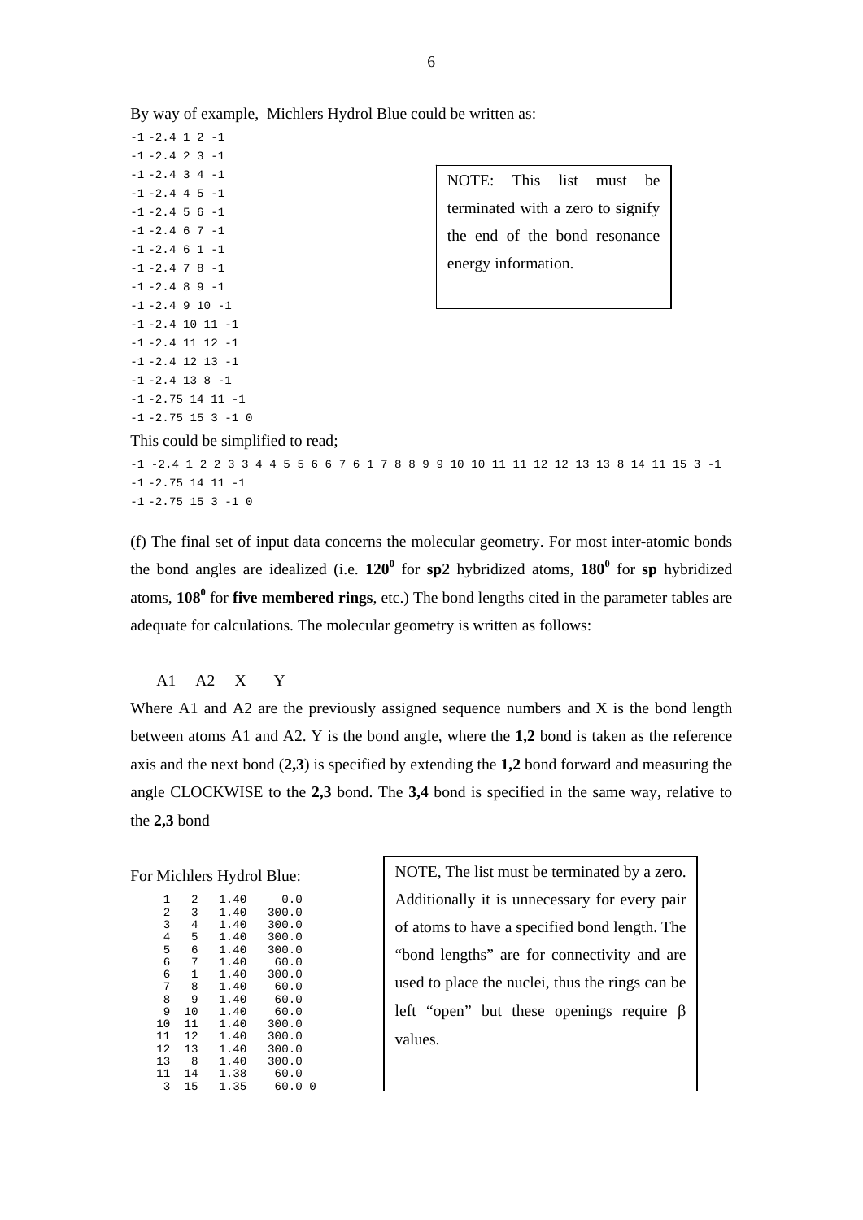By way of example, Michlers Hydrol Blue could be written as:

```
-1 -2.4 1 2 -1
-1 -2.4 2 3 -1
-1 -2.4 3 4 -1
-1 -2.4 4 5 -1
-1 -2.4 5 6 -1
-1 -2.4 6 7 -1
-1 -2.4 6 1 -1
-1 -2.4 7 8 -1
-1 -2.4 8 9 -1
-1 -2.4 9 10 -1
-1 -2.4 10 11 -1
-1 -2.4 11 12 -1
-1 -2.4 12 13 -1
-1 -2.4 13 8 -1
-1 -2.75 14 11 -1
-1 -2.75 15 3 -1 0
```

NOTE: This list must be terminated with a zero to signify the end of the bond resonance energy information.

This could be simplified to read;

```
-1 -2.4 1 2 2 3 3 4 4 5 5 6 6 7 6 1 7 8 8 9 9 10 10 11 11 12 12 13 13 8 14 11 15 3 -1
-1 -2.75 14 11 -1
-1 -2.75 15 3 -1 0
```

(f) The final set of input data concerns the molecular geometry. For most inter-atomic bonds the bond angles are idealized (i.e. **$120^0$** for **sp2** hybridized atoms, **$180^0$** for **sp** hybridized atoms, **$108^0$** for **five membered rings**, etc.) The bond lengths cited in the parameter tables are adequate for calculations. The molecular geometry is written as follows:

A1 A2 X Y

Where A1 and A2 are the previously assigned sequence numbers and X is the bond length between atoms A1 and A2. Y is the bond angle, where the **1,2** bond is taken as the reference axis and the next bond (**2,3**) is specified by extending the **1,2** bond forward and measuring the angle <u>CLOCKWISE</u> to the **2,3** bond. The **3,4** bond is specified in the same way, relative to the **2,3** bond

For Michlers Hydrol Blue:

```
 1   2   1.40     0.0
 2   3   1.40   300.0
 3   4   1.40   300.0
 4   5   1.40   300.0
 5   6   1.40   300.0
 6   7   1.40    60.0
 6   1   1.40   300.0
 7   8   1.40    60.0
 8   9   1.40    60.0
 9  10   1.40    60.0
10  11   1.40   300.0
11  12   1.40   300.0
12  13   1.40   300.0
13   8   1.40   300.0
11  14   1.38    60.0
 3  15   1.35    60.0 0
```

NOTE, The list must be terminated by a zero. Additionally it is unnecessary for every pair of atoms to have a specified bond length. The "bond lengths" are for connectivity and are used to place the nuclei, thus the rings can be left "open" but these openings require $\beta$ values.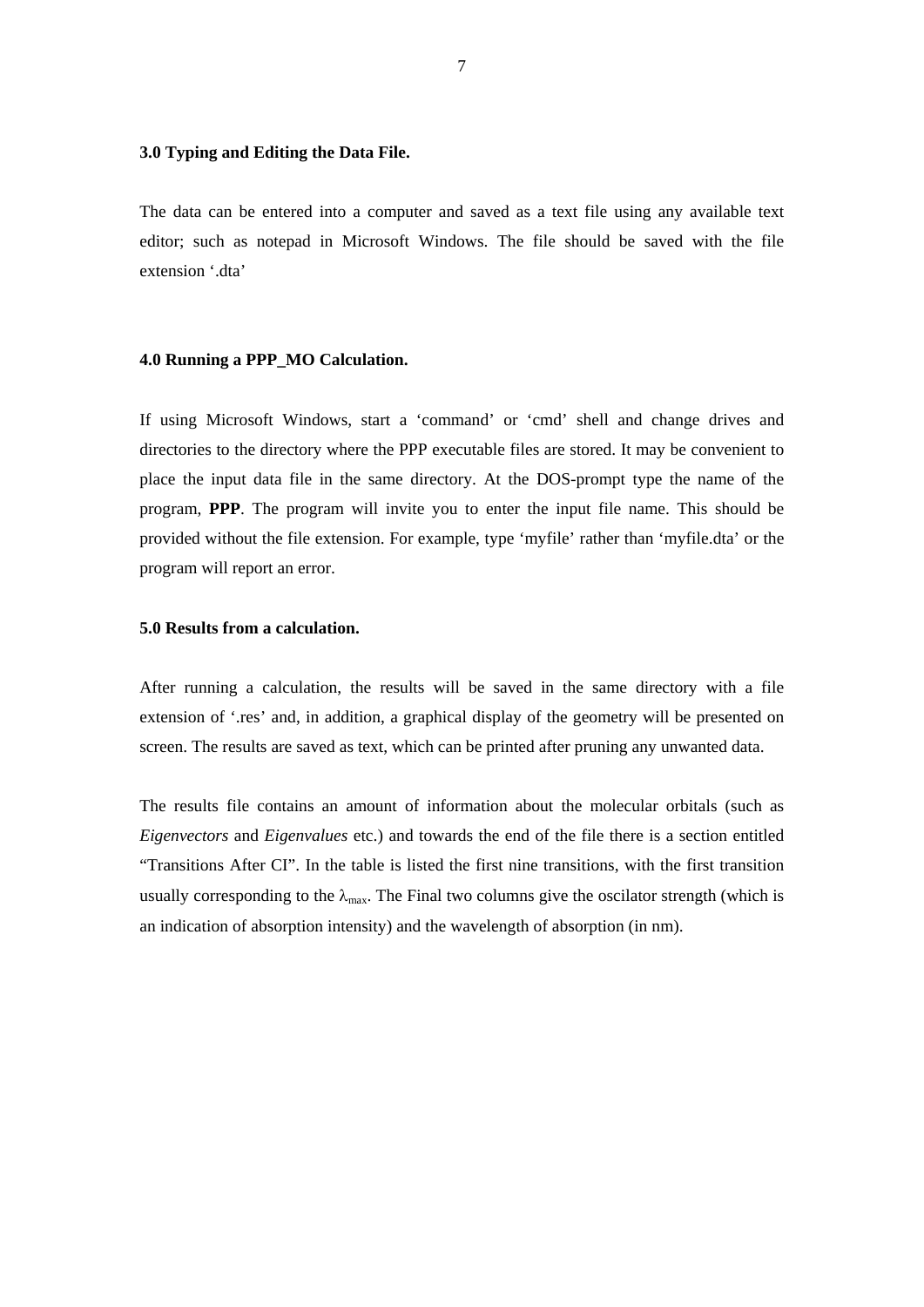## 3.0 Typing and Editing the Data File.

The data can be entered into a computer and saved as a text file using any available text editor; such as notepad in Microsoft Windows. The file should be saved with the file extension '.dta'

## 4.0 Running a PPP_MO Calculation.

If using Microsoft Windows, start a 'command' or 'cmd' shell and change drives and directories to the directory where the PPP executable files are stored. It may be convenient to place the input data file in the same directory. At the DOS-prompt type the name of the program, **PPP**. The program will invite you to enter the input file name. This should be provided without the file extension. For example, type 'myfile' rather than 'myfile.dta' or the program will report an error.

## 5.0 Results from a calculation.

After running a calculation, the results will be saved in the same directory with a file extension of '.res' and, in addition, a graphical display of the geometry will be presented on screen. The results are saved as text, which can be printed after pruning any unwanted data.

The results file contains an amount of information about the molecular orbitals (such as *Eigenvectors* and *Eigenvalues* etc.) and towards the end of the file there is a section entitled "Transitions After CI". In the table is listed the first nine transitions, with the first transition usually corresponding to the $\lambda_{max}$. The Final two columns give the oscilator strength (which is an indication of absorption intensity) and the wavelength of absorption (in nm).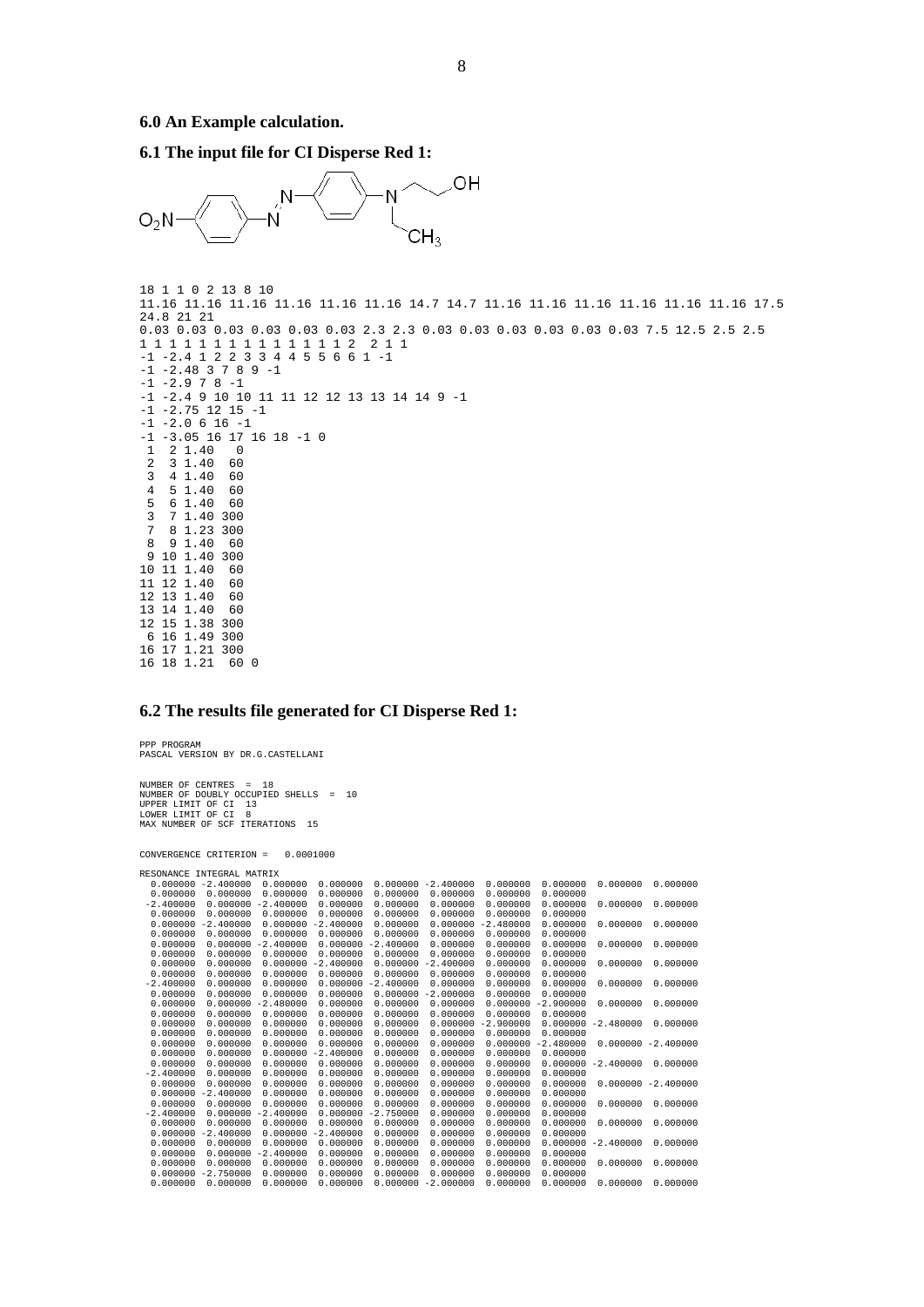## 6.0 An Example calculation.

## 6.1 The input file for CI Disperse Red 1:

```
18 1 1 0 2 13 8 10
11.16 11.16 11.16 11.16 11.16 11.16 14.7 14.7 11.16 11.16 11.16 11.16 11.16 11.16 17.5
24.8 21 21
0.03 0.03 0.03 0.03 0.03 0.03 2.3 2.3 0.03 0.03 0.03 0.03 0.03 0.03 7.5 12.5 2.5 2.5
1 1 1 1 1 1 1 1 1 1 1 1 1 1 2  2 1 1
-1 -2.4 1 2 2 3 3 4 4 5 5 6 6 1 -1
-1 -2.48 3 7 8 9 -1
-1 -2.9 7 8 -1
-1 -2.4 9 10 10 11 11 12 12 13 13 14 14 9 -1
-1 -2.75 12 15 -1
-1 -2.0 6 16 -1
-1 -3.05 16 17 16 18 -1 0
 1  2 1.40   0
 2  3 1.40  60
 3  4 1.40  60
 4  5 1.40  60
 5  6 1.40  60
 3  7 1.40 300
 7  8 1.23 300
 8  9 1.40  60
 9 10 1.40 300
10 11 1.40  60
11 12 1.40  60
12 13 1.40  60
13 14 1.40  60
12 15 1.38 300
 6 16 1.49 300
16 17 1.21 300
16 18 1.21  60 0
```

## 6.2 The results file generated for CI Disperse Red 1:

```
PPP PROGRAM
PASCAL VERSION BY DR.G.CASTELLANI


NUMBER OF CENTRES  =  18
NUMBER OF DOUBLY OCCUPIED SHELLS  =  10
UPPER LIMIT OF CI  13
LOWER LIMIT OF CI  8
MAX NUMBER OF SCF ITERATIONS  15


CONVERGENCE CRITERION =   0.0001000

RESONANCE INTEGRAL MATRIX
  0.000000 -2.400000  0.000000  0.000000  0.000000 -2.400000  0.000000  0.000000  0.000000  0.000000
  0.000000  0.000000  0.000000  0.000000  0.000000  0.000000  0.000000  0.000000
 -2.400000  0.000000 -2.400000  0.000000  0.000000  0.000000  0.000000  0.000000  0.000000  0.000000
  0.000000  0.000000  0.000000  0.000000  0.000000  0.000000  0.000000  0.000000
  0.000000 -2.400000  0.000000 -2.400000  0.000000  0.000000 -2.480000  0.000000  0.000000  0.000000
  0.000000  0.000000  0.000000  0.000000  0.000000  0.000000  0.000000  0.000000
  0.000000  0.000000 -2.400000  0.000000 -2.400000  0.000000  0.000000  0.000000  0.000000  0.000000
  0.000000  0.000000  0.000000  0.000000  0.000000  0.000000  0.000000  0.000000
  0.000000  0.000000  0.000000 -2.400000  0.000000 -2.400000  0.000000  0.000000  0.000000  0.000000
  0.000000  0.000000  0.000000  0.000000  0.000000  0.000000  0.000000  0.000000
 -2.400000  0.000000  0.000000  0.000000 -2.400000  0.000000  0.000000  0.000000  0.000000  0.000000
  0.000000  0.000000  0.000000  0.000000  0.000000 -2.000000  0.000000  0.000000
  0.000000  0.000000 -2.480000  0.000000  0.000000  0.000000  0.000000 -2.900000  0.000000  0.000000
  0.000000  0.000000  0.000000  0.000000  0.000000  0.000000  0.000000  0.000000
  0.000000  0.000000  0.000000  0.000000  0.000000  0.000000 -2.900000  0.000000 -2.480000  0.000000
  0.000000  0.000000  0.000000  0.000000  0.000000  0.000000  0.000000  0.000000
  0.000000  0.000000  0.000000  0.000000  0.000000  0.000000  0.000000 -2.480000  0.000000 -2.400000
  0.000000  0.000000  0.000000 -2.400000  0.000000  0.000000  0.000000  0.000000
  0.000000  0.000000  0.000000  0.000000  0.000000  0.000000  0.000000  0.000000 -2.400000  0.000000
 -2.400000  0.000000  0.000000  0.000000  0.000000  0.000000  0.000000  0.000000
  0.000000  0.000000  0.000000  0.000000  0.000000  0.000000  0.000000  0.000000  0.000000 -2.400000
  0.000000 -2.400000  0.000000  0.000000  0.000000  0.000000  0.000000  0.000000
  0.000000  0.000000  0.000000  0.000000  0.000000  0.000000  0.000000  0.000000  0.000000  0.000000
 -2.400000  0.000000 -2.400000  0.000000 -2.750000  0.000000  0.000000  0.000000
  0.000000  0.000000  0.000000  0.000000  0.000000  0.000000  0.000000  0.000000  0.000000  0.000000
  0.000000 -2.400000  0.000000 -2.400000  0.000000  0.000000  0.000000  0.000000
  0.000000  0.000000  0.000000  0.000000  0.000000  0.000000  0.000000  0.000000 -2.400000  0.000000
  0.000000  0.000000 -2.400000  0.000000  0.000000  0.000000  0.000000  0.000000
  0.000000  0.000000  0.000000  0.000000  0.000000  0.000000  0.000000  0.000000  0.000000  0.000000
  0.000000 -2.750000  0.000000  0.000000  0.000000  0.000000  0.000000  0.000000
  0.000000  0.000000  0.000000  0.000000  0.000000 -2.000000  0.000000  0.000000  0.000000  0.000000
```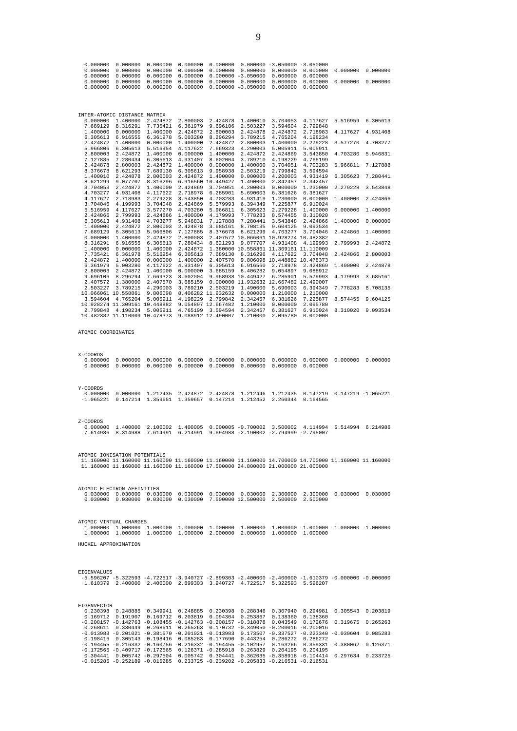```
  0.000000  0.000000  0.000000  0.000000  0.000000  0.000000 -3.050000 -3.050000
  0.000000  0.000000  0.000000  0.000000  0.000000  0.000000  0.000000  0.000000  0.000000  0.000000
  0.000000  0.000000  0.000000  0.000000  0.000000 -3.050000  0.000000  0.000000
  0.000000  0.000000  0.000000  0.000000  0.000000  0.000000  0.000000  0.000000  0.000000  0.000000
  0.000000  0.000000  0.000000  0.000000  0.000000 -3.050000  0.000000  0.000000
```

```
INTER-ATOMIC DISTANCE MATRIX
  0.000000  1.400000  2.424872  2.800003  2.424878  1.400010  3.704053  4.117627  5.516959  6.305613
  7.689129  8.316291  7.735421  6.361979  9.696106  2.503227  3.594604  2.799848
  1.400000  0.000000  1.400000  2.424872  2.800003  2.424878  2.424872  2.718983  4.117627  4.931408
  6.305613  6.916555  6.361978  5.003280  8.296294  3.789215  4.765204  4.198234
  2.424872  1.400000  0.000000  1.400000  2.424872  2.800003  1.400000  2.279228  3.577270  4.703277
  5.966806  6.305613  5.516954  4.117622  7.669323  4.290003  5.005911  5.005911
  2.800003  2.424872  1.400000  0.000000  1.400000  2.424872  2.424869  3.543850  4.703280  5.946831
  7.127885  7.280434  6.305613  4.931407  8.602004  3.789210  4.198229  4.765199
  2.424878  2.800003  2.424872  1.400000  0.000000  1.400000  3.704051  4.703283  5.966811  7.127888
  8.376678  8.621293  7.689130  6.305613  9.958938  2.503219  2.799842  3.594594
  1.400010  2.424878  2.800003  2.424872  1.400000  0.000000  4.200003  4.931419  6.305623  7.280441
  8.621299  9.077707  8.316296  6.916560 10.449427  1.490000  2.342457  2.342457
  3.704053  2.424872  1.400000  2.424869  3.704051  4.200003  0.000000  1.230000  2.279228  3.543848
  4.703277  4.931408  4.117622  2.718978  6.285901  5.690003  6.381626  6.381627
  4.117627  2.718983  2.279228  3.543850  4.703283  4.931419  1.230000  0.000000  1.400000  2.424866
  3.704046  4.199993  3.704048  2.424869  5.579993  6.394349  7.225877  6.910024
  5.516959  4.117627  3.577270  4.703280  5.966811  6.305623  2.279228  1.400000  0.000000  1.400000
  2.424866  2.799993  2.424866  1.400000  4.179993  7.778283  8.574455  8.310020
  6.305613  4.931408  4.703277  5.946831  7.127888  7.280441  3.543848  2.424866  1.400000  0.000000
  1.400000  2.424872  2.800003  2.424878  3.685161  8.708135  9.604125  9.093534
  7.689129  6.305613  5.966806  7.127885  8.376678  8.621299  4.703277  3.704046  2.424866  1.400000
  0.000000  1.400000  2.424872  2.800003  2.407572 10.066061 10.928274 10.482382
  8.316291  6.916555  6.305613  7.280434  8.621293  9.077707  4.931408  4.199993  2.799993  2.424872
  1.400000  0.000000  1.400000  2.424872  1.380000 10.558861 11.309161 11.110009
  7.735421  6.361978  5.516954  6.305613  7.689130  8.316296  4.117622  3.704048  2.424866  2.800003
  2.424872  1.400000  0.000000  1.400000  2.407570  9.806098 10.448882 10.478373
  6.361979  5.003280  4.117622  4.931407  6.305613  6.916560  2.718978  2.424869  1.400000  2.424878
  2.800003  2.424872  1.400000  0.000000  3.685159  8.406282  9.054897  9.088912
  9.696106  8.296294  7.669323  8.602004  9.958938 10.449427  6.285901  5.579993  4.179993  3.685161
  2.407572  1.380000  2.407570  3.685159  0.000000 11.932632 12.667482 12.490007
  2.503227  3.789215  4.290003  3.789210  2.503219  1.490000  5.690003  6.394349  7.778283  8.708135
 10.066061 10.558861  9.806098  8.406282 11.932632  0.000000  1.210000  1.210000
  3.594604  4.765204  5.005911  4.198229  2.799842  2.342457  6.381626  7.225877  8.574455  9.604125
 10.928274 11.309161 10.448882  9.054897 12.667482  1.210000  0.000000  2.095780
  2.799848  4.198234  5.005911  4.765199  3.594594  2.342457  6.381627  6.910024  8.310020  9.093534
 10.482382 11.110009 10.478373  9.088912 12.490007  1.210000  2.095780  0.000000
```

```
ATOMIC COORDINATES
```

```
X-COORDS
  0.000000  0.000000  0.000000  0.000000  0.000000  0.000000  0.000000  0.000000  0.000000  0.000000
  0.000000  0.000000  0.000000  0.000000  0.000000  0.000000  0.000000  0.000000
```

```
Y-COORDS
  0.000000  0.000000  1.212435  2.424872  2.424878  1.212446  1.212435  0.147219  0.147219 -1.065221
 -1.065221  0.147214  1.359651  1.359657  0.147214  1.212452  2.260344  0.164565
```

```
Z-COORDS
  0.000000  1.400000  2.100002  1.400005  0.000005 -0.700002  3.500002  4.114994  5.514994  6.214986
  7.614986  8.314988  7.614991  6.214991  9.694988 -2.190002 -2.794999 -2.795007
```

```
ATOMIC IONISATION POTENTIALS
 11.160000 11.160000 11.160000 11.160000 11.160000 11.160000 14.700000 14.700000 11.160000 11.160000
 11.160000 11.160000 11.160000 11.160000 17.500000 24.800000 21.000000 21.000000
```

```
ATOMIC ELECTRON AFFINITIES
  0.030000  0.030000  0.030000  0.030000  0.030000  0.030000  2.300000  2.300000  0.030000  0.030000
  0.030000  0.030000  0.030000  0.030000  7.500000 12.500000  2.500000  2.500000
```

```
ATOMIC VIRTUAL CHARGES
  1.000000  1.000000  1.000000  1.000000  1.000000  1.000000  1.000000  1.000000  1.000000  1.000000
  1.000000  1.000000  1.000000  1.000000  2.000000  2.000000  1.000000  1.000000
```

```
HUCKEL APPROXIMATION
```

```
EIGENVALUES
 -5.596207 -5.322593 -4.722517 -3.940727 -2.899303 -2.400000 -2.400000 -1.610379 -0.000000 -0.000000
  1.610379  2.400000  2.400000  2.899303  3.940727  4.722517  5.322593  5.596207
```

```
EIGENVECTOR
  0.230398  0.248885  0.349941  0.248885  0.230398  0.288346  0.307940  0.294981  0.305543  0.203819
  0.169712  0.191907  0.169712  0.203819  0.094304  0.253867  0.138360  0.138360
 -0.208157 -0.142763 -0.108455 -0.142763 -0.208157 -0.318878  0.043549  0.172676  0.319675  0.265263
  0.268611  0.330449  0.268611  0.265263  0.170732 -0.349050 -0.200016 -0.200016
 -0.013983 -0.201021 -0.381570 -0.201021 -0.013983  0.173507 -0.337527 -0.223340 -0.030604  0.085283
  0.198416  0.305143  0.198416  0.085283  0.177690  0.443254  0.286272  0.286272
 -0.194455 -0.216332 -0.160756 -0.216332 -0.194455 -0.102957  0.163266  0.359331  0.380062  0.126371
 -0.172565 -0.409717 -0.172565  0.126371 -0.285918  0.263829  0.204195  0.204195
  0.304441  0.005742 -0.297504  0.005742  0.304441  0.362035 -0.358918 -0.104414  0.297634  0.233725
 -0.015285 -0.252189 -0.015285  0.233725 -0.239202 -0.205833 -0.216531 -0.216531
```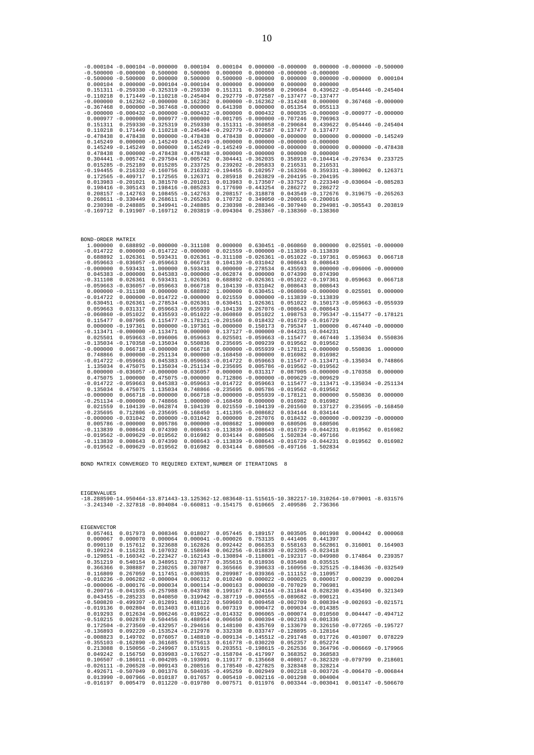```
 -0.000104 -0.000104 -0.000000  0.000104  0.000104  0.000000 -0.000000  0.000000 -0.000000 -0.500000
 -0.500000 -0.000000  0.500000  0.500000  0.000000  0.000000 -0.000000 -0.000000
 -0.500000 -0.500000  0.000000  0.500000  0.500000 -0.000000  0.000000  0.000000 -0.000000  0.000104
  0.000104  0.000000 -0.000104 -0.000104  0.000000  0.000000  0.000000  0.000000
  0.151311 -0.259330 -0.325319 -0.259330  0.151311  0.360858  0.290684  0.439622 -0.054446 -0.245404
 -0.110218  0.171449 -0.110218 -0.245404  0.292779 -0.072587 -0.137477 -0.137477
 -0.000000  0.162362 -0.000000  0.162362  0.000000 -0.162362 -0.314248  0.000000  0.367468 -0.000000
 -0.367468  0.000000 -0.367468 -0.000000  0.641398  0.000000  0.051354  0.055113
 -0.000000 -0.000432 -0.000000 -0.000432 -0.000000  0.000432  0.000835 -0.000000 -0.000977 -0.000000
  0.000977 -0.000000  0.000977 -0.000000 -0.001705 -0.000000 -0.707246  0.706963
  0.151311  0.259330 -0.325319  0.259330  0.151311 -0.360858 -0.290684  0.439622  0.054446 -0.245404
  0.110218  0.171449  0.110218 -0.245404 -0.292779 -0.072587  0.137477  0.137477
 -0.478438  0.478438  0.000000 -0.478438  0.478438  0.000000 -0.000000  0.000000  0.000000 -0.145249
  0.145249  0.000000 -0.145249  0.145249 -0.000000  0.000000 -0.000000 -0.000000
  0.145249 -0.145249  0.000000  0.145249 -0.145249 -0.000000 -0.000000  0.000000  0.000000 -0.478438
  0.478438  0.000000 -0.478438  0.478438 -0.000000 -0.000000  0.000000  0.000000
  0.304441 -0.005742 -0.297504 -0.005742  0.304441 -0.362035  0.358918 -0.104414 -0.297634  0.233725
  0.015285 -0.252189  0.015285  0.233725  0.239202 -0.205833  0.216531  0.216531
 -0.194455  0.216332 -0.160756  0.216332 -0.194455  0.102957 -0.163266  0.359331 -0.380062  0.126371
  0.172565 -0.409717  0.172565  0.126371  0.285918  0.263829 -0.204195 -0.204195
  0.013983 -0.201021  0.381570 -0.201021  0.013983  0.173507 -0.337527  0.223340 -0.030604 -0.085283
  0.198416 -0.305143  0.198416 -0.085283  0.177690 -0.443254  0.286272  0.286272
  0.208157 -0.142763  0.108455 -0.142763  0.208157 -0.318878  0.043549 -0.172676  0.319675 -0.265263
  0.268611 -0.330449  0.268611 -0.265263  0.170732  0.349050 -0.200016 -0.200016
  0.230398 -0.248885  0.349941 -0.248885  0.230398 -0.288346 -0.307940  0.294981 -0.305543  0.203819
 -0.169712  0.191907 -0.169712  0.203819 -0.094304  0.253867 -0.138360 -0.138360
```

```
BOND-ORDER MATRIX
  1.000000  0.688892 -0.000000 -0.311108  0.000000  0.630451 -0.060860  0.000000  0.025501 -0.000000
 -0.014722  0.000000 -0.014722 -0.000000  0.021559 -0.000000 -0.113839 -0.113839
  0.688892  1.026361  0.593431  0.026361 -0.311108 -0.026361 -0.051022 -0.197361  0.059663  0.066718
 -0.059663 -0.036057 -0.059663  0.066718  0.104139 -0.031042  0.008643  0.008643
 -0.000000  0.593431  1.000000  0.593431  0.000000 -0.278534  0.435593  0.000000 -0.096006 -0.000000
  0.045383 -0.000000  0.045383 -0.000000 -0.062874  0.000000  0.074390  0.074390
 -0.311108  0.026361  0.593431  1.026361  0.688892 -0.026361 -0.051022 -0.197361  0.059663  0.066718
 -0.059663 -0.036057 -0.059663  0.066718  0.104139 -0.031042  0.008643  0.008643
  0.000000 -0.311108  0.000000  0.688892  1.000000  0.630451 -0.060860 -0.000000  0.025501  0.000000
 -0.014722  0.000000 -0.014722 -0.000000  0.021559  0.000000 -0.113839 -0.113839
  0.630451 -0.026361 -0.278534 -0.026361  0.630451  1.026361  0.051022  0.150173 -0.059663 -0.055939
  0.059663  0.031317  0.059663 -0.055939 -0.104139  0.267076 -0.008643 -0.008643
 -0.060860 -0.051022  0.435593 -0.051022 -0.060860  0.051022  1.098753  0.795347 -0.115477 -0.178121
  0.115477  0.087905  0.115477 -0.178121 -0.201560  0.018432 -0.016729 -0.016729
  0.000000 -0.197361  0.000000 -0.197361 -0.000000  0.150173  0.795347  1.000000  0.467440 -0.000000
 -0.113471 -0.000000 -0.113471  0.000000  0.137127 -0.000000 -0.044231 -0.044231
  0.025501  0.059663 -0.096006  0.059663  0.025501 -0.059663 -0.115477  0.467440  1.135034  0.550836
 -0.135034 -0.170358 -0.135034  0.550836  0.235695 -0.009239  0.019562  0.019562
 -0.000000  0.066718 -0.000000  0.066718  0.000000 -0.055939 -0.178121 -0.000000  0.550836  1.000000
  0.748866  0.000000 -0.251134  0.000000 -0.168450 -0.000000  0.016982  0.016982
 -0.014722 -0.059663  0.045383 -0.059663 -0.014722  0.059663  0.115477 -0.113471 -0.135034  0.748866
  1.135034  0.475075  0.135034 -0.251134 -0.235695  0.005786 -0.019562 -0.019562
  0.000000 -0.036057 -0.000000 -0.036057  0.000000  0.031317  0.087905 -0.000000 -0.170358  0.000000
  0.475075  1.000000  0.475075 -0.000000  0.712806 -0.000000 -0.009629 -0.009629
 -0.014722 -0.059663  0.045383 -0.059663 -0.014722  0.059663  0.115477 -0.113471 -0.135034 -0.251134
  0.135034  0.475075  1.135034  0.748866 -0.235695  0.005786 -0.019562 -0.019562
 -0.000000  0.066718 -0.000000  0.066718 -0.000000 -0.055939 -0.178121  0.000000  0.550836  0.000000
 -0.251134 -0.000000  0.748866  1.000000 -0.168450  0.000000  0.016982  0.016982
  0.021559  0.104139 -0.062874  0.104139  0.021559 -0.104139 -0.201560  0.137127  0.235695 -0.168450
 -0.235695  0.712806 -0.235695 -0.168450  1.411395 -0.008682  0.034144  0.034144
 -0.000000 -0.031042  0.000000 -0.031042  0.000000  0.267076  0.018432 -0.000000 -0.009239 -0.000000
  0.005786 -0.000000  0.005786  0.000000 -0.008682  1.000000  0.680506  0.680506
 -0.113839  0.008643  0.074390  0.008643 -0.113839 -0.008643 -0.016729 -0.044231  0.019562  0.016982
 -0.019562 -0.009629 -0.019562  0.016982  0.034144  0.680506  1.502834 -0.497166
 -0.113839  0.008643  0.074390  0.008643 -0.113839 -0.008643 -0.016729 -0.044231  0.019562  0.016982
 -0.019562 -0.009629 -0.019562  0.016982  0.034144  0.680506 -0.497166  1.502834
```

BOND MATRIX CONVERGED TO REQUIRED EXTENT,NUMBER OF ITERATIONS 8

```
EIGENVALUES
-18.288590-14.950464-13.871443-13.125362-12.083648-11.515615-10.382217-10.310264-10.079001 -8.031576
 -3.241340 -2.327818 -0.804084 -0.660811 -0.154175  0.610665  2.409586  2.736366
```

```
EIGENVECTOR
  0.057461  0.017973  0.008346  0.018027  0.057445  0.189157  0.003505  0.001998  0.000442  0.000068
  0.000067  0.000070  0.000064  0.000041 -0.000026  0.753135  0.441406  0.441397
  0.090110  0.157612  0.323688  0.162826  0.092442  0.066353  0.558163  0.562861  0.316001  0.164903
  0.109224  0.116231  0.107032  0.158694  0.062256 -0.018839 -0.023025 -0.023418
 -0.129851 -0.160342 -0.162143 -0.223427 -0.130894 -0.118001 -0.192317 -0.049980  0.174864  0.239357
  0.351219  0.540154  0.348951  0.237877  0.355615  0.018936  0.035408  0.035515
  0.366366  0.308887  0.230265  0.307087  0.365666  0.390633 -0.160956 -0.325125 -0.184636 -0.032549
  0.116809  0.267059  0.117451 -0.030035  0.209987 -0.039366 -0.111152 -0.110957
 -0.010236 -0.006282 -0.000004  0.006312  0.010240  0.000022 -0.000025  0.000017  0.000239  0.000204
 -0.000006 -0.000176 -0.000034 -0.000114 -0.000163  0.000030 -0.707029  0.706981
  0.200716 -0.041935 -0.257988 -0.043788  0.199167  0.324164 -0.311844  0.028230  0.435490  0.321349
  0.043455 -0.285233  0.040850  0.319942 -0.387719 -0.000555 -0.089682 -0.090121
 -0.500820 -0.499397 -0.012891  0.488122  0.509603  0.009458 -0.002709  0.008394 -0.002693 -0.021571
 -0.019136  0.002804  0.013403  0.011016  0.007319  0.000472  0.009034 -0.014385
  0.019293  0.012634 -0.006246 -0.019622 -0.014332  0.006065 -0.000074  0.010560  0.004447 -0.494712
 -0.510215  0.002870  0.504456  0.488954  0.006650  0.000394 -0.002193 -0.001336
  0.172504 -0.273569 -0.432957 -0.294616  0.148100  0.435769  0.133679  0.326150 -0.077265 -0.195727
 -0.136893  0.092220 -0.153524 -0.212978  0.332338  0.033747 -0.128895 -0.128164
 -0.008823  0.149702  0.076057  0.148810 -0.009134 -0.145512 -0.291748  0.017726  0.401007  0.078229
 -0.355103 -0.162890 -0.361685  0.075613  0.616778 -0.030220  0.052357  0.052274
  0.213088  0.150056 -0.249967  0.151915  0.203551 -0.198615 -0.262536  0.364796 -0.006669 -0.179966
  0.049242  0.156750  0.039983 -0.176527 -0.158704 -0.417997  0.368352  0.368583
  0.106507 -0.186011 -0.004205 -0.193091  0.119177  0.135668  0.408017 -0.382320 -0.079799  0.218601
 -0.026111 -0.206528 -0.009143  0.208516  0.178540 -0.427825  0.328348  0.328214
  0.492671 -0.507049  0.001376  0.504035 -0.495259  0.002949  0.002218 -0.003726 -0.006470 -0.006844
  0.013990 -0.007966 -0.010187  0.017657  0.005410 -0.002116 -0.001298  0.004004
 -0.016197  0.005479  0.011220 -0.019780  0.007571  0.011976  0.003344 -0.003041  0.001147 -0.506670
```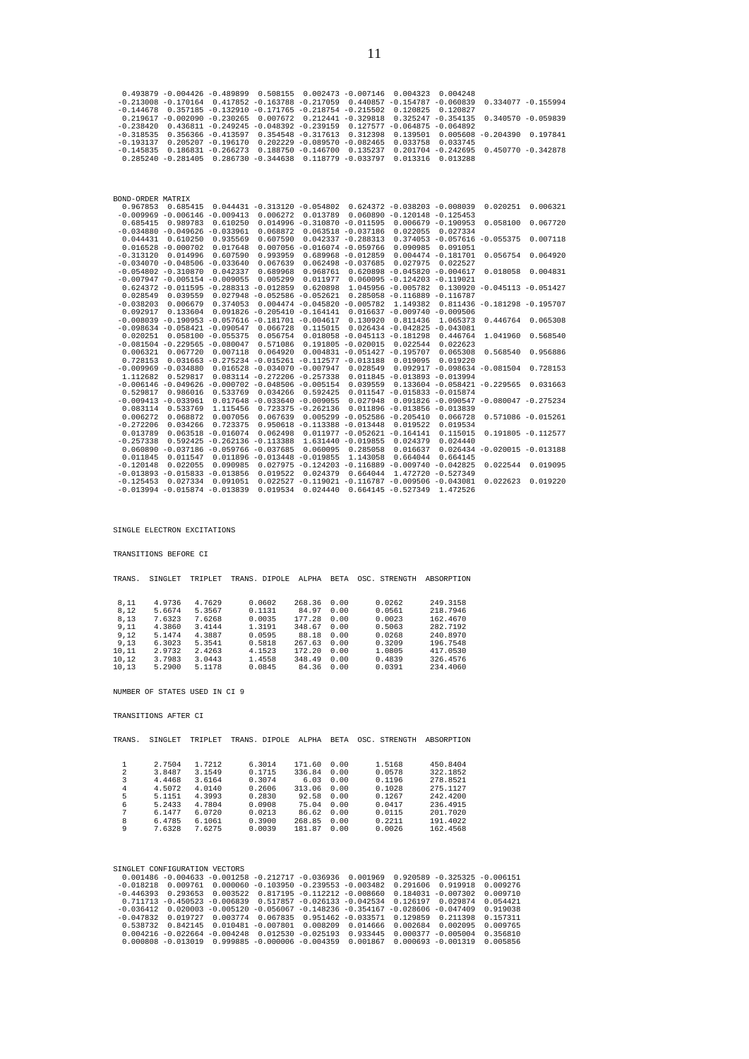```
 0.493879 -0.004426 -0.489899  0.508155  0.002473 -0.007146  0.004323  0.004248
-0.213008 -0.170164  0.417852 -0.163788 -0.217059  0.440857 -0.154787 -0.060839  0.334077 -0.155994
-0.144678  0.357185 -0.132910 -0.171765 -0.218754 -0.215502  0.120825  0.120827
 0.219617 -0.002090 -0.230265  0.007672  0.212441 -0.329818  0.325247 -0.354135  0.340570 -0.059839
-0.238420  0.436811 -0.249245 -0.048392 -0.239159  0.127577 -0.064875 -0.064892
-0.318535  0.356366 -0.413597  0.354548 -0.317613  0.312398  0.139501  0.005608 -0.204390  0.197841
-0.193137  0.205207 -0.196170  0.202229 -0.089570 -0.082465  0.033758  0.033745
-0.145835  0.186831 -0.266273  0.188750 -0.146700  0.135237  0.201704 -0.242695  0.450770 -0.342878
 0.285240 -0.281405  0.286730 -0.344638  0.118779 -0.033797  0.013316  0.013288
```

BOND-ORDER MATRIX

```
 0.967853  0.685415  0.044431 -0.313120 -0.054802  0.624372 -0.038203 -0.008039  0.020251  0.006321
-0.009969 -0.006146 -0.009413  0.006272  0.013789  0.060890 -0.120148 -0.125453
 0.685415  0.989783  0.610250  0.014996 -0.310870 -0.011595  0.006679 -0.190953  0.058100  0.067720
-0.034880 -0.049626 -0.033961  0.068872  0.063518 -0.037186  0.022055  0.027334
 0.044431  0.610250  0.935569  0.607590  0.042337 -0.288313  0.374053 -0.057616 -0.055375  0.007118
 0.016528 -0.000702  0.017648  0.007056 -0.016074 -0.059766  0.090985  0.091051
-0.313120  0.014996  0.607590  0.993959  0.689968 -0.012859  0.004474 -0.181701  0.056754  0.064920
-0.034070 -0.048506 -0.033640  0.067639  0.062498 -0.037685  0.027975  0.022527
-0.054802 -0.310870  0.042337  0.689968  0.968761  0.620898 -0.045820 -0.004617  0.018058  0.004831
-0.007947 -0.005154 -0.009055  0.005299  0.011977  0.060095 -0.124203 -0.119021
 0.624372 -0.011595 -0.288313 -0.012859  0.620898  1.045956 -0.005782  0.130920 -0.045113 -0.051427
 0.028549  0.039559  0.027948 -0.052586 -0.052621  0.285058 -0.116889 -0.116787
-0.038203  0.006679  0.374053  0.004474 -0.045820 -0.005782  1.149382  0.811436 -0.181298 -0.195707
 0.092917  0.133604  0.091826 -0.205410 -0.164141  0.016637 -0.009740 -0.009506
-0.008039 -0.190953 -0.057616 -0.181701 -0.004617  0.130920  0.811436  1.065373  0.446764  0.065308
-0.098634 -0.058421 -0.090547  0.066728  0.115015  0.026434 -0.042825 -0.043081
 0.020251  0.058100 -0.055375  0.056754  0.018058 -0.045113 -0.181298  0.446764  1.041960  0.568540
-0.081504 -0.229565 -0.080047  0.571086  0.191805 -0.020015  0.022544  0.022623
 0.006321  0.067720  0.007118  0.064920  0.004831 -0.051427 -0.195707  0.065308  0.568540  0.956886
 0.728153  0.031663 -0.275234 -0.015261 -0.112577 -0.013188  0.019095  0.019220
-0.009969 -0.034880  0.016528 -0.034070 -0.007947  0.028549  0.092917 -0.098634 -0.081504  0.728153
 1.112682  0.529817  0.083114 -0.272206 -0.257338  0.011845 -0.013893 -0.013994
-0.006146 -0.049626 -0.000702 -0.048506 -0.005154  0.039559  0.133604 -0.058421 -0.229565  0.031663
 0.529817  0.986016  0.533769  0.034266  0.592425  0.011547 -0.015833 -0.015874
-0.009413 -0.033961  0.017648 -0.033640 -0.009055  0.027948  0.091826 -0.090547 -0.080047 -0.275234
 0.083114  0.533769  1.115456  0.723375 -0.262136  0.011896 -0.013856 -0.013839
 0.006272  0.068872  0.007056  0.067639  0.005299 -0.052586 -0.205410  0.066728  0.571086 -0.015261
-0.272206  0.034266  0.723375  0.950618 -0.113388 -0.013448  0.019522  0.019534
 0.013789  0.063518 -0.016074  0.062498  0.011977 -0.052621 -0.164141  0.115015  0.191805 -0.112577
-0.257338  0.592425 -0.262136 -0.113388  1.631440 -0.019855  0.024379  0.024440
 0.060890 -0.037186 -0.059766 -0.037685  0.060095  0.285058  0.016637  0.026434 -0.020015 -0.013188
 0.011845  0.011547  0.011896 -0.013448 -0.019855  1.143058  0.664044  0.664145
-0.120148  0.022055  0.090985  0.027975 -0.124203 -0.116889 -0.009740 -0.042825  0.022544  0.019095
-0.013893 -0.015833 -0.013856  0.019522  0.024379  0.664044  1.472720 -0.527349
-0.125453  0.027334  0.091051  0.022527 -0.119021 -0.116787 -0.009506 -0.043081  0.022623  0.019220
-0.013994 -0.015874 -0.013839  0.019534  0.024440  0.664145 -0.527349  1.472526
```

SINGLE ELECTRON EXCITATIONS

TRANSITIONS BEFORE CI

| TRANS. | SINGLET | TRIPLET | TRANS. DIPOLE | ALPHA | BETA | OSC. STRENGTH | ABSORPTION |
|---|---|---|---|---|---|---|---|
| 8,11 | 4.9736 | 4.7629 | 0.0602 | 268.36 | 0.00 | 0.0262 | 249.3158 |
| 8,12 | 5.6674 | 5.3567 | 0.1131 | 84.97 | 0.00 | 0.0561 | 218.7946 |
| 8,13 | 7.6323 | 7.6268 | 0.0035 | 177.28 | 0.00 | 0.0023 | 162.4670 |
| 9,11 | 4.3860 | 3.4144 | 1.3191 | 348.67 | 0.00 | 0.5063 | 282.7192 |
| 9,12 | 5.1474 | 4.3887 | 0.0595 | 88.18 | 0.00 | 0.0268 | 240.8970 |
| 9,13 | 6.3023 | 5.3541 | 0.5818 | 267.63 | 0.00 | 0.3209 | 196.7548 |
| 10,11 | 2.9732 | 2.4263 | 4.1523 | 172.20 | 0.00 | 1.0805 | 417.0530 |
| 10,12 | 3.7983 | 3.0443 | 1.4558 | 348.49 | 0.00 | 0.4839 | 326.4576 |
| 10,13 | 5.2900 | 5.1178 | 0.0845 | 84.36 | 0.00 | 0.0391 | 234.4060 |

NUMBER OF STATES USED IN CI 9

TRANSITIONS AFTER CI

| TRANS. | SINGLET | TRIPLET | TRANS. DIPOLE | ALPHA | BETA | OSC. STRENGTH | ABSORPTION |
|---|---|---|---|---|---|---|---|
| 1 | 2.7504 | 1.7212 | 6.3014 | 171.60 | 0.00 | 1.5168 | 450.8404 |
| 2 | 3.8487 | 3.1549 | 0.1715 | 336.84 | 0.00 | 0.0578 | 322.1852 |
| 3 | 4.4468 | 3.6164 | 0.3074 | 6.03 | 0.00 | 0.1196 | 278.8521 |
| 4 | 4.5072 | 4.0140 | 0.2606 | 313.06 | 0.00 | 0.1028 | 275.1127 |
| 5 | 5.1151 | 4.3993 | 0.2830 | 92.58 | 0.00 | 0.1267 | 242.4200 |
| 6 | 5.2433 | 4.7804 | 0.0908 | 75.04 | 0.00 | 0.0417 | 236.4915 |
| 7 | 6.1477 | 6.0720 | 0.0213 | 86.62 | 0.00 | 0.0115 | 201.7020 |
| 8 | 6.4785 | 6.1061 | 0.3900 | 268.85 | 0.00 | 0.2211 | 191.4022 |
| 9 | 7.6328 | 7.6275 | 0.0039 | 181.87 | 0.00 | 0.0026 | 162.4568 |

SINGLET CONFIGURATION VECTORS

```
 0.001486 -0.004633 -0.001258 -0.212717 -0.036936  0.001969  0.920589 -0.325325 -0.006151
-0.018218  0.009761  0.000060 -0.103950 -0.239553 -0.003482  0.291606  0.919918  0.009276
-0.446393  0.293653  0.003522  0.817195 -0.112212 -0.008660  0.184031 -0.007302  0.009710
 0.711713 -0.450523 -0.006839  0.517857 -0.026133 -0.042534  0.126197  0.029874  0.054421
-0.036412  0.020003 -0.005120 -0.056067 -0.148236 -0.354167 -0.028606 -0.047409  0.919038
-0.047832  0.019727  0.003774  0.067835  0.951462 -0.033571  0.129859  0.211398  0.157311
 0.538732  0.842145  0.010481 -0.007801  0.008209  0.014666  0.002684  0.002095  0.009765
 0.004216 -0.022664 -0.004248  0.012530 -0.025193  0.933445  0.000377 -0.005004  0.356810
 0.000808 -0.013019  0.999885 -0.000006 -0.004359  0.001867  0.000693 -0.001319  0.005856
```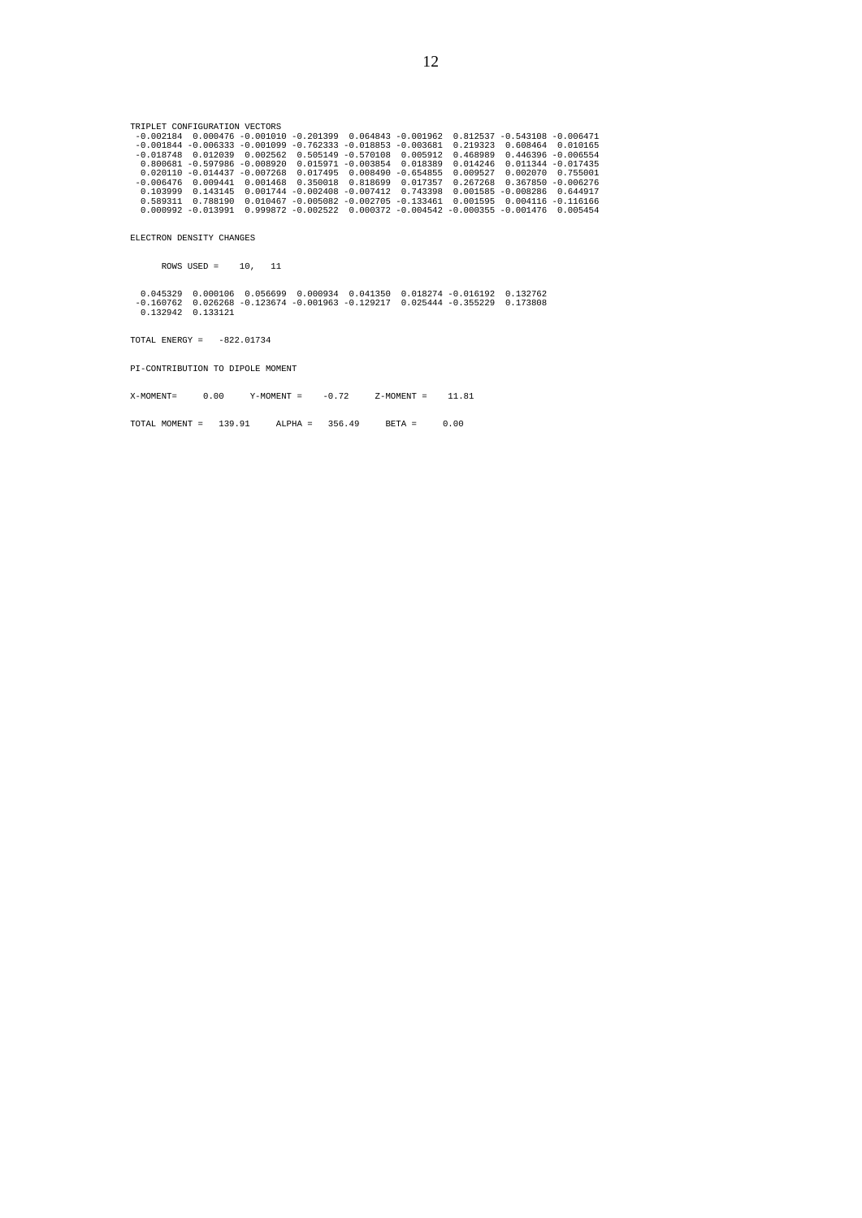```
TRIPLET CONFIGURATION VECTORS
 -0.002184  0.000476 -0.001010 -0.201399  0.064843 -0.001962  0.812537 -0.543108 -0.006471
 -0.001844 -0.006333 -0.001099 -0.762333 -0.018853 -0.003681  0.219323  0.608464  0.010165
 -0.018748  0.012039  0.002562  0.505149 -0.570108  0.005912  0.468989  0.446396 -0.006554
  0.800681 -0.597986 -0.008920  0.015971 -0.003854  0.018389  0.014246  0.011344 -0.017435
  0.020110 -0.014437 -0.007268  0.017495  0.008490 -0.654855  0.009527  0.002070  0.755001
 -0.006476  0.009441  0.001468  0.350018  0.818699  0.017357  0.267268  0.367850 -0.006276
  0.103999  0.143145  0.001744 -0.002408 -0.007412  0.743398  0.001585 -0.008286  0.644917
  0.589311  0.788190  0.010467 -0.005082 -0.002705 -0.133461  0.001595  0.004116 -0.116166
  0.000992 -0.013991  0.999872 -0.002522  0.000372 -0.004542 -0.000355 -0.001476  0.005454


ELECTRON DENSITY CHANGES


      ROWS USED =    10,   11


  0.045329  0.000106  0.056699  0.000934  0.041350  0.018274 -0.016192  0.132762
 -0.160762  0.026268 -0.123674 -0.001963 -0.129217  0.025444 -0.355229  0.173808
  0.132942  0.133121


TOTAL ENERGY =   -822.01734


PI-CONTRIBUTION TO DIPOLE MOMENT


X-MOMENT=     0.00     Y-MOMENT =    -0.72     Z-MOMENT =    11.81


TOTAL MOMENT =   139.91     ALPHA =   356.49     BETA =     0.00
```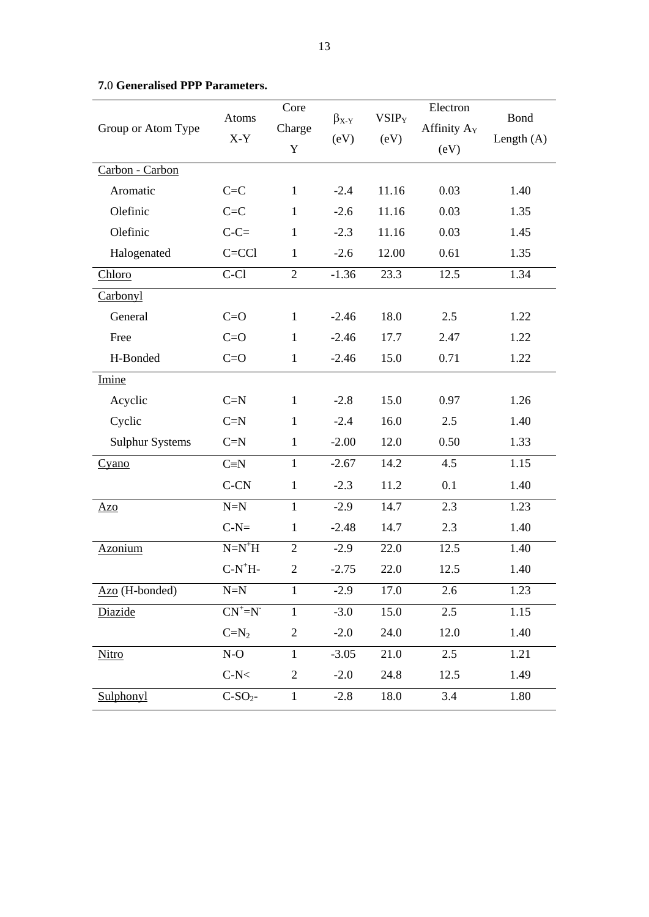**7.**0 **Generalised PPP Parameters.**

| Group or Atom Type | Atoms X-Y | Core Charge Y | $\beta_{X-Y}$ (eV) | $VSIP_Y$ (eV) | Electron Affinity $A_Y$ (eV) | Bond Length (A) |
|---|---|---|---|---|---|---|
| Carbon - Carbon | | | | | | |
| Aromatic | C=C | 1 | -2.4 | 11.16 | 0.03 | 1.40 |
| Olefinic | C=C | 1 | -2.6 | 11.16 | 0.03 | 1.35 |
| Olefinic | C-C= | 1 | -2.3 | 11.16 | 0.03 | 1.45 |
| Halogenated | C=CCl | 1 | -2.6 | 12.00 | 0.61 | 1.35 |
| Chloro | C-Cl | 2 | -1.36 | 23.3 | 12.5 | 1.34 |
| Carbonyl | | | | | | |
| General | C=O | 1 | -2.46 | 18.0 | 2.5 | 1.22 |
| Free | C=O | 1 | -2.46 | 17.7 | 2.47 | 1.22 |
| H-Bonded | C=O | 1 | -2.46 | 15.0 | 0.71 | 1.22 |
| Imine | | | | | | |
| Acyclic | C=N | 1 | -2.8 | 15.0 | 0.97 | 1.26 |
| Cyclic | C=N | 1 | -2.4 | 16.0 | 2.5 | 1.40 |
| Sulphur Systems | C=N | 1 | -2.00 | 12.0 | 0.50 | 1.33 |
| Cyano | C≡N | 1 | -2.67 | 14.2 | 4.5 | 1.15 |
| | C-CN | 1 | -2.3 | 11.2 | 0.1 | 1.40 |
| Azo | N=N | 1 | -2.9 | 14.7 | 2.3 | 1.23 |
| | C-N= | 1 | -2.48 | 14.7 | 2.3 | 1.40 |
| Azonium | $N=N^{+}H$ | 2 | -2.9 | 22.0 | 12.5 | 1.40 |
| | $C-N^{+}H-$ | 2 | -2.75 | 22.0 | 12.5 | 1.40 |
| Azo (H-bonded) | N=N | 1 | -2.9 | 17.0 | 2.6 | 1.23 |
| Diazide | $CN^{+}=N^{-}$ | 1 | -3.0 | 15.0 | 2.5 | 1.15 |
| | $C=N_2$ | 2 | -2.0 | 24.0 | 12.0 | 1.40 |
| Nitro | N-O | 1 | -3.05 | 21.0 | 2.5 | 1.21 |
| | C-N< | 2 | -2.0 | 24.8 | 12.5 | 1.49 |
| Sulphonyl | $C-SO_2-$ | 1 | -2.8 | 18.0 | 3.4 | 1.80 |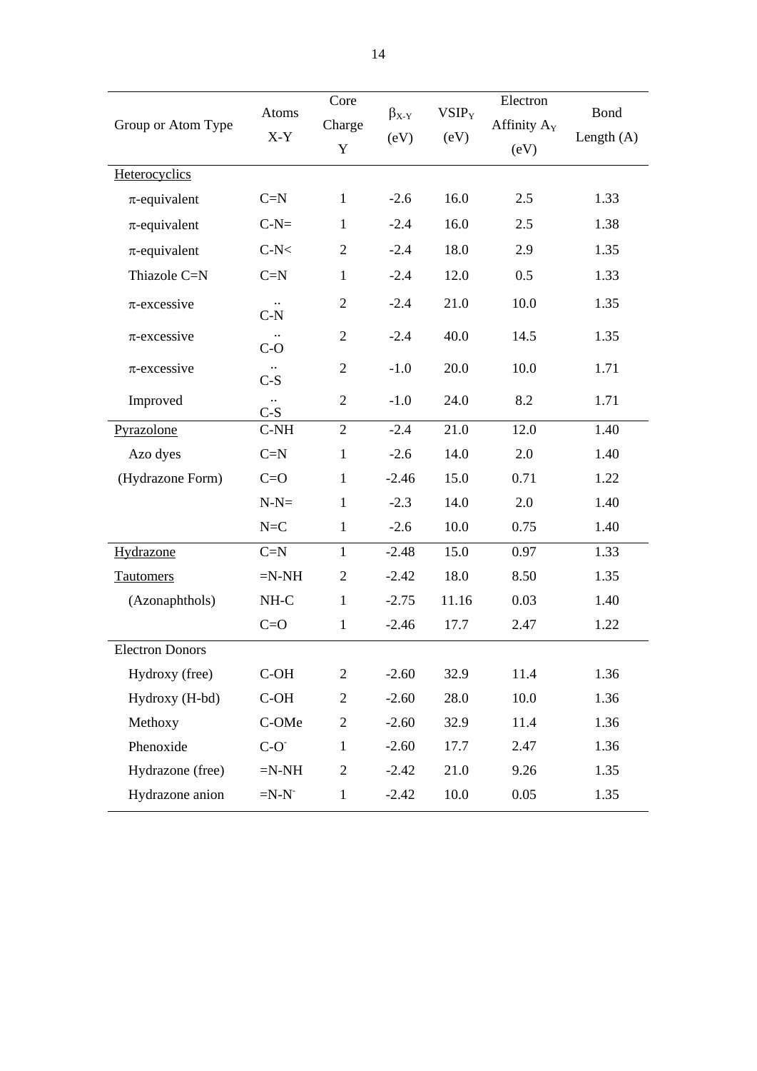| Group or Atom Type | Atoms X-Y | Core Charge Y | $\beta_{X\text{-}Y}$ (eV) | $VSIP_Y$ (eV) | Electron Affinity $A_Y$ (eV) | Bond Length (A) |
|---|---|---|---|---|---|---|
| Heterocyclics | | | | | | |
| π-equivalent | C=N | 1 | -2.6 | 16.0 | 2.5 | 1.33 |
| π-equivalent | C-N= | 1 | -2.4 | 16.0 | 2.5 | 1.38 |
| π-equivalent | C-N< | 2 | -2.4 | 18.0 | 2.9 | 1.35 |
| Thiazole C=N | C=N | 1 | -2.4 | 12.0 | 0.5 | 1.33 |
| π-excessive | C-N̈ | 2 | -2.4 | 21.0 | 10.0 | 1.35 |
| π-excessive | C-Ö | 2 | -2.4 | 40.0 | 14.5 | 1.35 |
| π-excessive | C-S̈ | 2 | -1.0 | 20.0 | 10.0 | 1.71 |
| Improved | C-S̈ | 2 | -1.0 | 24.0 | 8.2 | 1.71 |
| Pyrazolone | C-NH | 2 | -2.4 | 21.0 | 12.0 | 1.40 |
| Azo dyes | C=N | 1 | -2.6 | 14.0 | 2.0 | 1.40 |
| (Hydrazone Form) | C=O | 1 | -2.46 | 15.0 | 0.71 | 1.22 |
| | N-N= | 1 | -2.3 | 14.0 | 2.0 | 1.40 |
| | N=C | 1 | -2.6 | 10.0 | 0.75 | 1.40 |
| Hydrazone | C=N | 1 | -2.48 | 15.0 | 0.97 | 1.33 |
| Tautomers | =N-NH | 2 | -2.42 | 18.0 | 8.50 | 1.35 |
| (Azonaphthols) | NH-C | 1 | -2.75 | 11.16 | 0.03 | 1.40 |
| | C=O | 1 | -2.46 | 17.7 | 2.47 | 1.22 |
| Electron Donors | | | | | | |
| Hydroxy (free) | C-OH | 2 | -2.60 | 32.9 | 11.4 | 1.36 |
| Hydroxy (H-bd) | C-OH | 2 | -2.60 | 28.0 | 10.0 | 1.36 |
| Methoxy | C-OMe | 2 | -2.60 | 32.9 | 11.4 | 1.36 |
| Phenoxide | $C\text{-}O^-$ | 1 | -2.60 | 17.7 | 2.47 | 1.36 |
| Hydrazone (free) | =N-NH | 2 | -2.42 | 21.0 | 9.26 | 1.35 |
| Hydrazone anion | $=N\text{-}N^-$ | 1 | -2.42 | 10.0 | 0.05 | 1.35 |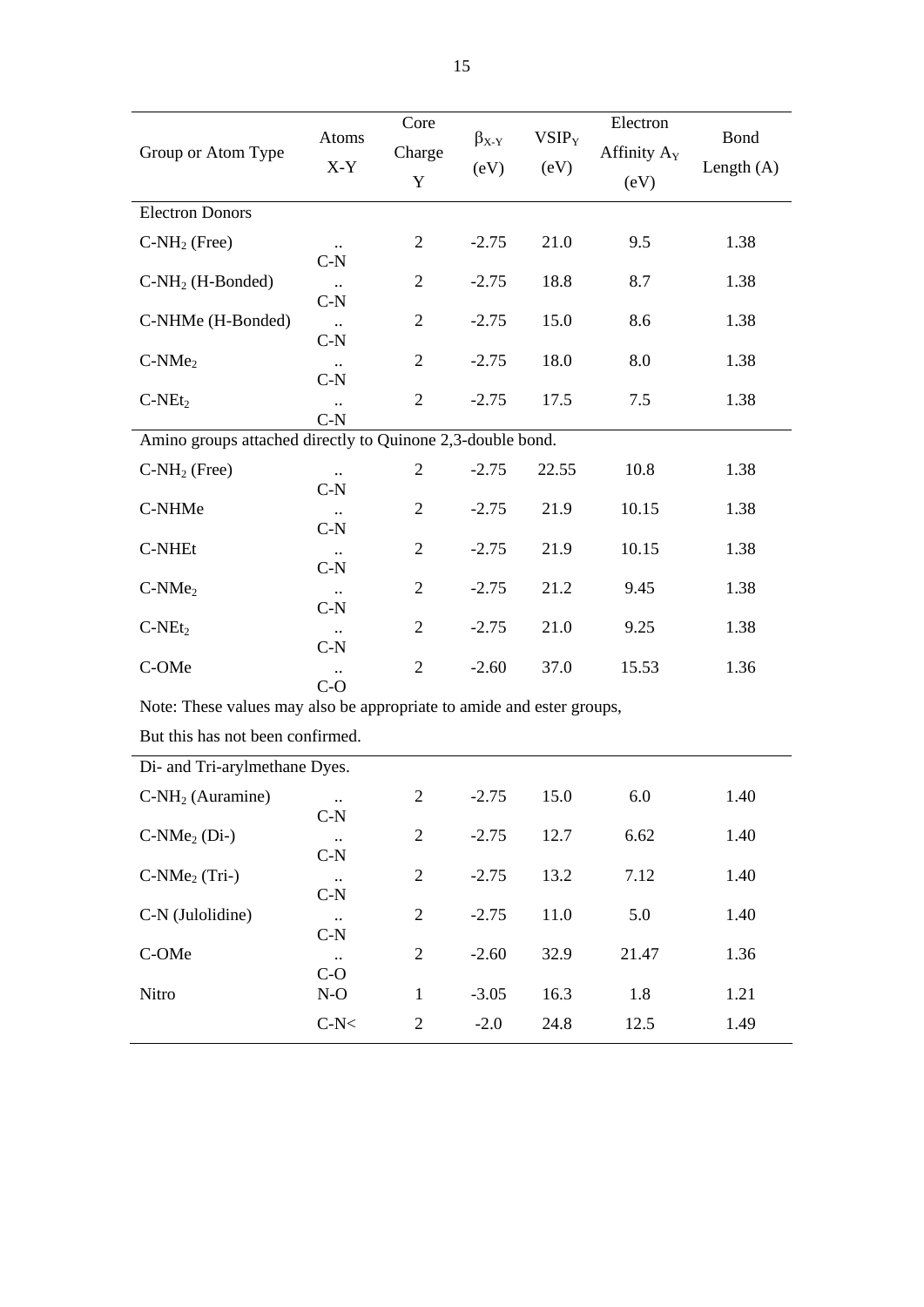| Group or Atom Type | Atoms X-Y | Core Charge Y | $\beta_{X-Y}$ (eV) | $VSIP_Y$ (eV) | Electron Affinity $A_Y$ (eV) | Bond Length (A) |
|---|---|---|---|---|---|---|
| Electron Donors | | | | | | |
| $C-NH_2$ (Free) | C-N̈ | 2 | -2.75 | 21.0 | 9.5 | 1.38 |
| $C-NH_2$ (H-Bonded) | C-N̈ | 2 | -2.75 | 18.8 | 8.7 | 1.38 |
| C-NHMe (H-Bonded) | C-N̈ | 2 | -2.75 | 15.0 | 8.6 | 1.38 |
| $C-NMe_2$ | C-N̈ | 2 | -2.75 | 18.0 | 8.0 | 1.38 |
| $C-NEt_2$ | C-N̈ | 2 | -2.75 | 17.5 | 7.5 | 1.38 |
| Amino groups attached directly to Quinone 2,3-double bond. | | | | | | |
| $C-NH_2$ (Free) | C-N̈ | 2 | -2.75 | 22.55 | 10.8 | 1.38 |
| C-NHMe | C-N̈ | 2 | -2.75 | 21.9 | 10.15 | 1.38 |
| C-NHEt | C-N̈ | 2 | -2.75 | 21.9 | 10.15 | 1.38 |
| $C-NMe_2$ | C-N̈ | 2 | -2.75 | 21.2 | 9.45 | 1.38 |
| $C-NEt_2$ | C-N̈ | 2 | -2.75 | 21.0 | 9.25 | 1.38 |
| C-OMe | C-Ö | 2 | -2.60 | 37.0 | 15.53 | 1.36 |
| Note: These values may also be appropriate to amide and ester groups, But this has not been confirmed. | | | | | | |
| Di- and Tri-arylmethane Dyes. | | | | | | |
| $C-NH_2$ (Auramine) | C-N̈ | 2 | -2.75 | 15.0 | 6.0 | 1.40 |
| $C-NMe_2$ (Di-) | C-N̈ | 2 | -2.75 | 12.7 | 6.62 | 1.40 |
| $C-NMe_2$ (Tri-) | C-N̈ | 2 | -2.75 | 13.2 | 7.12 | 1.40 |
| C-N (Julolidine) | C-N̈ | 2 | -2.75 | 11.0 | 5.0 | 1.40 |
| C-OMe | C-Ö | 2 | -2.60 | 32.9 | 21.47 | 1.36 |
| Nitro | N-O | 1 | -3.05 | 16.3 | 1.8 | 1.21 |
| | C-N< | 2 | -2.0 | 24.8 | 12.5 | 1.49 |